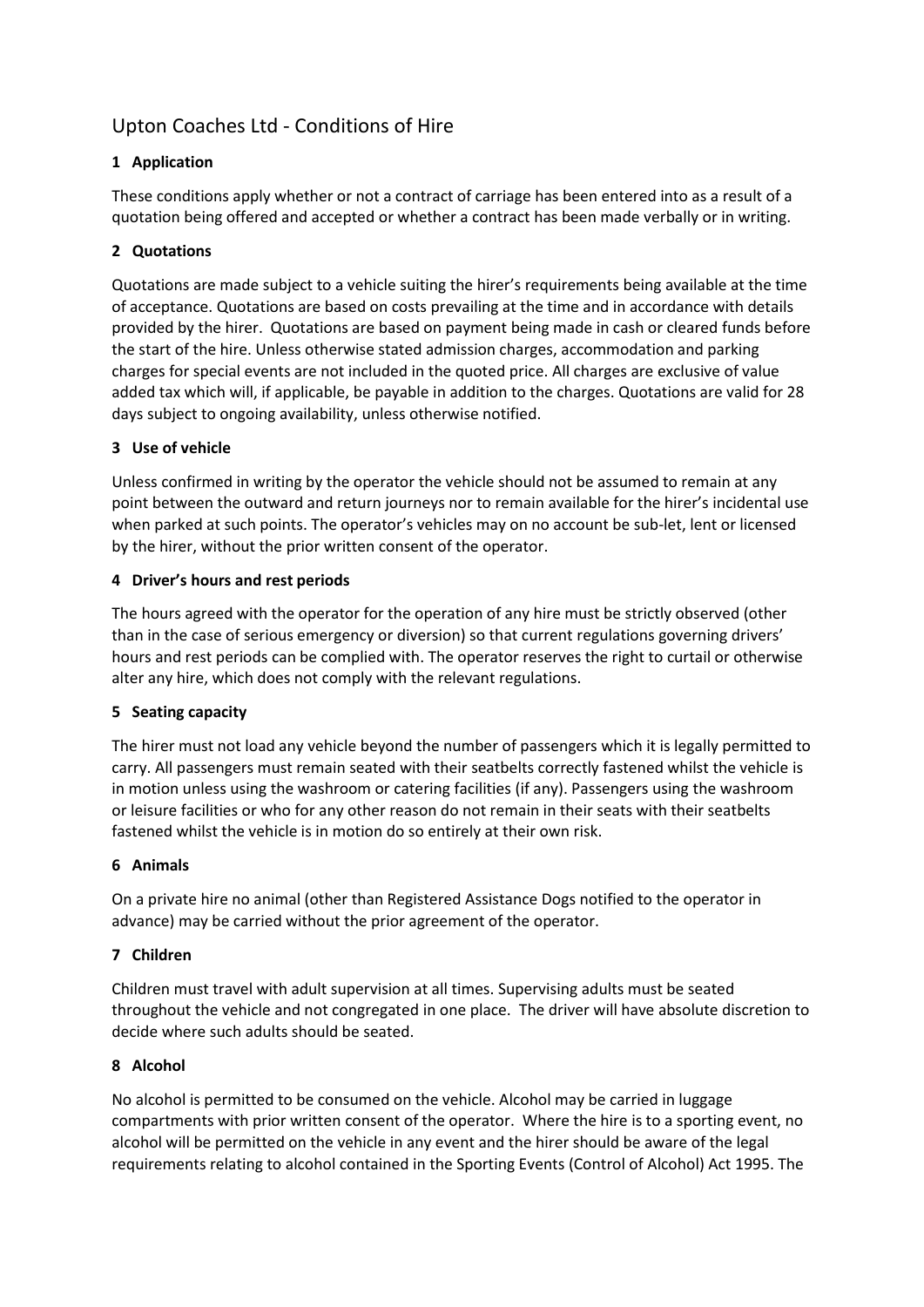# Upton Coaches Ltd - Conditions of Hire

## 1 Application

These conditions apply whether or not a contract of carriage has been entered into as a result of a quotation being offered and accepted or whether a contract has been made verbally or in writing.

## 2 Quotations

Quotations are made subject to a vehicle suiting the hirer's requirements being available at the time of acceptance. Quotations are based on costs prevailing at the time and in accordance with details provided by the hirer. Quotations are based on payment being made in cash or cleared funds before the start of the hire. Unless otherwise stated admission charges, accommodation and parking charges for special events are not included in the quoted price. All charges are exclusive of value added tax which will, if applicable, be payable in addition to the charges. Quotations are valid for 28 days subject to ongoing availability, unless otherwise notified.

## 3 Use of vehicle

Unless confirmed in writing by the operator the vehicle should not be assumed to remain at any point between the outward and return journeys nor to remain available for the hirer's incidental use when parked at such points. The operator's vehicles may on no account be sub-let, lent or licensed by the hirer, without the prior written consent of the operator.

## 4 Driver's hours and rest periods

The hours agreed with the operator for the operation of any hire must be strictly observed (other than in the case of serious emergency or diversion) so that current regulations governing drivers' hours and rest periods can be complied with. The operator reserves the right to curtail or otherwise alter any hire, which does not comply with the relevant regulations.

## 5 Seating capacity

The hirer must not load any vehicle beyond the number of passengers which it is legally permitted to carry. All passengers must remain seated with their seatbelts correctly fastened whilst the vehicle is in motion unless using the washroom or catering facilities (if any). Passengers using the washroom or leisure facilities or who for any other reason do not remain in their seats with their seatbelts fastened whilst the vehicle is in motion do so entirely at their own risk.

## 6 Animals

On a private hire no animal (other than Registered Assistance Dogs notified to the operator in advance) may be carried without the prior agreement of the operator.

## 7 Children

Children must travel with adult supervision at all times. Supervising adults must be seated throughout the vehicle and not congregated in one place. The driver will have absolute discretion to decide where such adults should be seated.

## 8 Alcohol

No alcohol is permitted to be consumed on the vehicle. Alcohol may be carried in luggage compartments with prior written consent of the operator. Where the hire is to a sporting event, no alcohol will be permitted on the vehicle in any event and the hirer should be aware of the legal requirements relating to alcohol contained in the Sporting Events (Control of Alcohol) Act 1995. The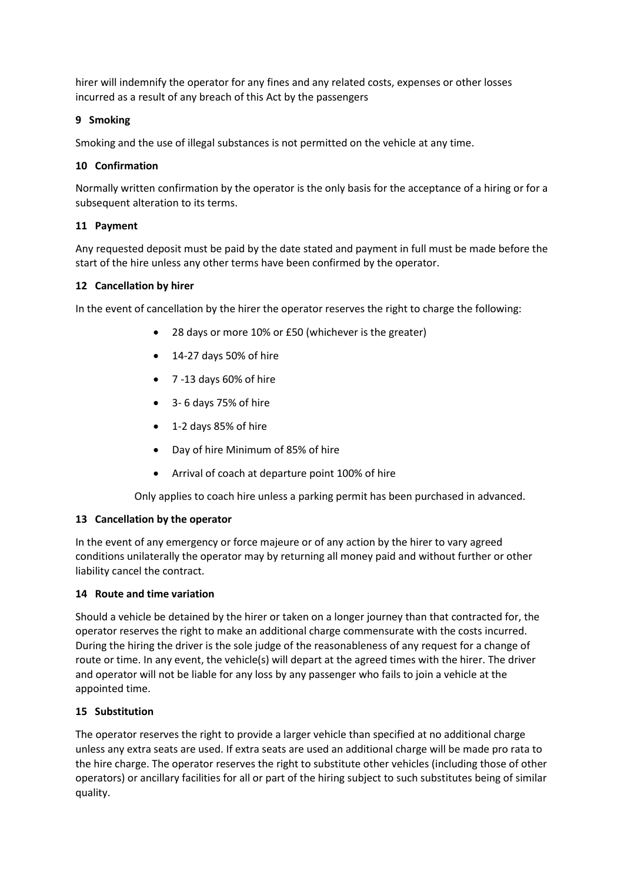hirer will indemnify the operator for any fines and any related costs, expenses or other losses incurred as a result of any breach of this Act by the passengers

## 9 Smoking

Smoking and the use of illegal substances is not permitted on the vehicle at any time.

## 10 Confirmation

Normally written confirmation by the operator is the only basis for the acceptance of a hiring or for a subsequent alteration to its terms.

## 11 Payment

Any requested deposit must be paid by the date stated and payment in full must be made before the start of the hire unless any other terms have been confirmed by the operator.

## 12 Cancellation by hirer

In the event of cancellation by the hirer the operator reserves the right to charge the following:

- 28 days or more 10% or £50 (whichever is the greater)
- 14-27 days 50% of hire
- 7 -13 days 60% of hire
- 3- 6 days 75% of hire
- 1-2 days 85% of hire
- Day of hire Minimum of 85% of hire
- Arrival of coach at departure point 100% of hire

Only applies to coach hire unless a parking permit has been purchased in advanced.

## 13 Cancellation by the operator

In the event of any emergency or force majeure or of any action by the hirer to vary agreed conditions unilaterally the operator may by returning all money paid and without further or other liability cancel the contract.

## 14 Route and time variation

Should a vehicle be detained by the hirer or taken on a longer journey than that contracted for, the operator reserves the right to make an additional charge commensurate with the costs incurred. During the hiring the driver is the sole judge of the reasonableness of any request for a change of route or time. In any event, the vehicle(s) will depart at the agreed times with the hirer. The driver and operator will not be liable for any loss by any passenger who fails to join a vehicle at the appointed time.

## 15 Substitution

The operator reserves the right to provide a larger vehicle than specified at no additional charge unless any extra seats are used. If extra seats are used an additional charge will be made pro rata to the hire charge. The operator reserves the right to substitute other vehicles (including those of other operators) or ancillary facilities for all or part of the hiring subject to such substitutes being of similar quality.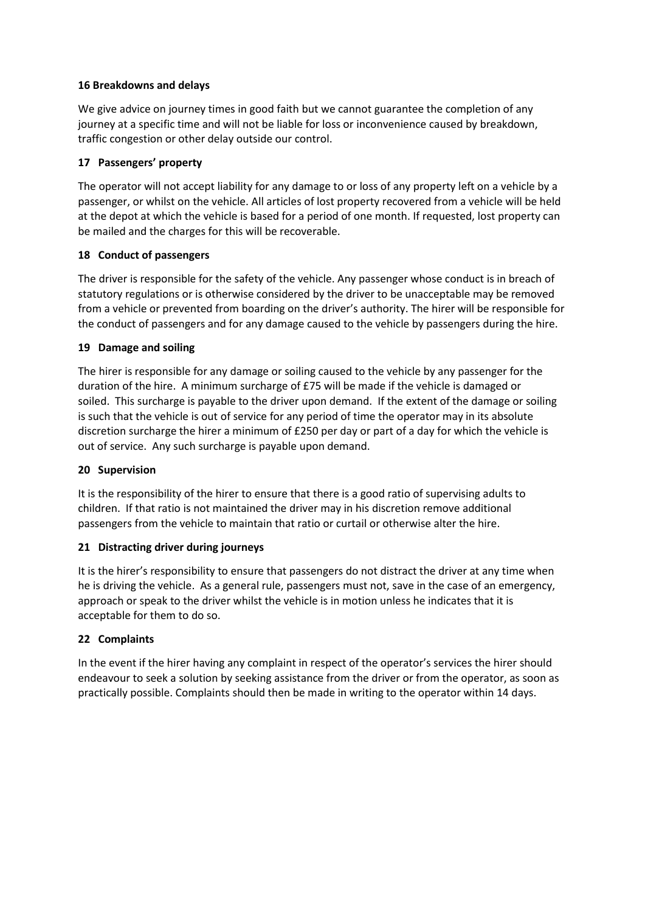## 16 Breakdowns and delays

We give advice on journey times in good faith but we cannot guarantee the completion of any journey at a specific time and will not be liable for loss or inconvenience caused by breakdown, traffic congestion or other delay outside our control.

## 17 Passengers' property

The operator will not accept liability for any damage to or loss of any property left on a vehicle by a passenger, or whilst on the vehicle. All articles of lost property recovered from a vehicle will be held at the depot at which the vehicle is based for a period of one month. If requested, lost property can be mailed and the charges for this will be recoverable.

## 18 Conduct of passengers

The driver is responsible for the safety of the vehicle. Any passenger whose conduct is in breach of statutory regulations or is otherwise considered by the driver to be unacceptable may be removed from a vehicle or prevented from boarding on the driver's authority. The hirer will be responsible for the conduct of passengers and for any damage caused to the vehicle by passengers during the hire.

## 19 Damage and soiling

The hirer is responsible for any damage or soiling caused to the vehicle by any passenger for the duration of the hire. A minimum surcharge of £75 will be made if the vehicle is damaged or soiled. This surcharge is payable to the driver upon demand. If the extent of the damage or soiling is such that the vehicle is out of service for any period of time the operator may in its absolute discretion surcharge the hirer a minimum of £250 per day or part of a day for which the vehicle is out of service. Any such surcharge is payable upon demand.

## 20 Supervision

It is the responsibility of the hirer to ensure that there is a good ratio of supervising adults to children. If that ratio is not maintained the driver may in his discretion remove additional passengers from the vehicle to maintain that ratio or curtail or otherwise alter the hire.

## 21 Distracting driver during journeys

It is the hirer's responsibility to ensure that passengers do not distract the driver at any time when he is driving the vehicle. As a general rule, passengers must not, save in the case of an emergency, approach or speak to the driver whilst the vehicle is in motion unless he indicates that it is acceptable for them to do so.

## 22 Complaints

In the event if the hirer having any complaint in respect of the operator's services the hirer should endeavour to seek a solution by seeking assistance from the driver or from the operator, as soon as practically possible. Complaints should then be made in writing to the operator within 14 days.